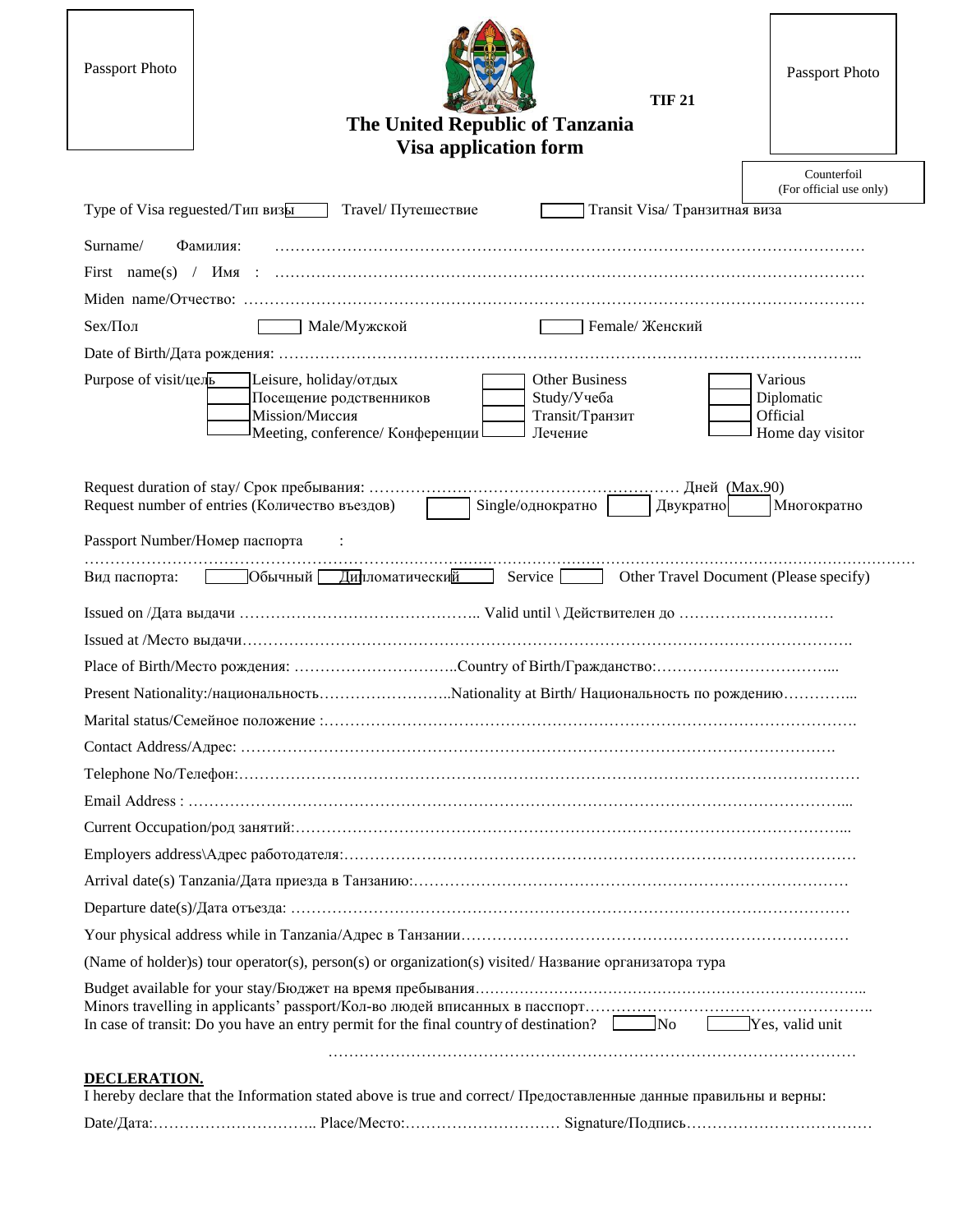Passport Photo

Passport Photo

TIF 21

# The United Republic of Tanzania
# Visa application form

Counterfoil
(For official use only)

Type of Visa reguested/Тип визы ☐ Travel/ Путешествие ☐ Transit Visa/ Транзитная виза

Surname/ Фамилия: …………………………………………………………………………………………………

First name(s) / Имя : …………………………………………………………………………………………………

Miden name/Отчество: …………………………………………………………………………………………………

Sex/Пол ☐ Male/Мужской ☐ Female/ Женский

Date of Birth/Дата рождения: ……………………………………………………………………………………………..

Purpose of visit/цель
- ☐ Leisure, holiday/отдых
- ☐ Посещение родственников
- ☐ Mission/Миссия
- ☐ Meeting, conference/ Конференции
- ☐ Other Business
- ☐ Study/Учеба
- ☐ Transit/Транзит
- ☐ Лечение
- ☐ Various
- ☐ Diplomatic
- ☐ Official
- ☐ Home day visitor

Request duration of stay/ Срок пребывания: …………………………………………………… Дней (Max.90)

Request number of entries (Количество въездов) ☐ Single/однократно ☐ Двукратно ☐ Многократно

Passport Number/Номер паспорта :
……………………………………………………………………………………………………………………………………

Вид паспорта: ☐ Обычный ☐ Дипломатический ☐ Service ☐ Other Travel Document (Please specify)

Issued on /Дата выдачи ……………………………………….. Valid until \ Действителен до …………………………

Issued at /Место выдачи……………………………………………………………………………………………………….

Place of Birth/Место рождения: …………………………..Country of Birth/Гражданство:……………………………...

Present Nationality:/национальность……………………..Nationality at Birth/ Национальность по рождению…………...

Marital status/Семейное положение :……………………………………………………………………………………….

Contact Address/Адрес: ………………………………………………………………………………………………….

Telephone No/Телефон:…………………………………………………………………………………………………

Email Address : ……………………………………………………………………………………………………...

Current Occupation/род занятий:……………………………………………………………………………………...

Employers address\Адрес работодателя:………………………………………………………………………………

Arrival date(s) Tanzania/Дата приезда в Танзанию:…………………………………………………………………

Departure date(s)/Дата отъезда: ………………………………………………………………………………………

Your physical address while in Tanzania/Адрес в Танзании……………………………………………………………

(Name of holder)s) tour operator(s), person(s) or organization(s) visited/ Название организатора тура

Budget available for your stay/Бюджет на время пребывания…………………………………………………………..

Minors travelling in applicants' passport/Кол-во людей вписанных в пасспорт………………………………………..

In case of transit: Do you have an entry permit for the final country of destination? ☐ No ☐ Yes, valid unit

……………………………………………………………………………………

**DECLERATION.**

I hereby declare that the Information stated above is true and correct/ Предоставленные данные правильны и верны:

Date/Дата:………………………….. Place/Место:………………………… Signature/Подпись………………………………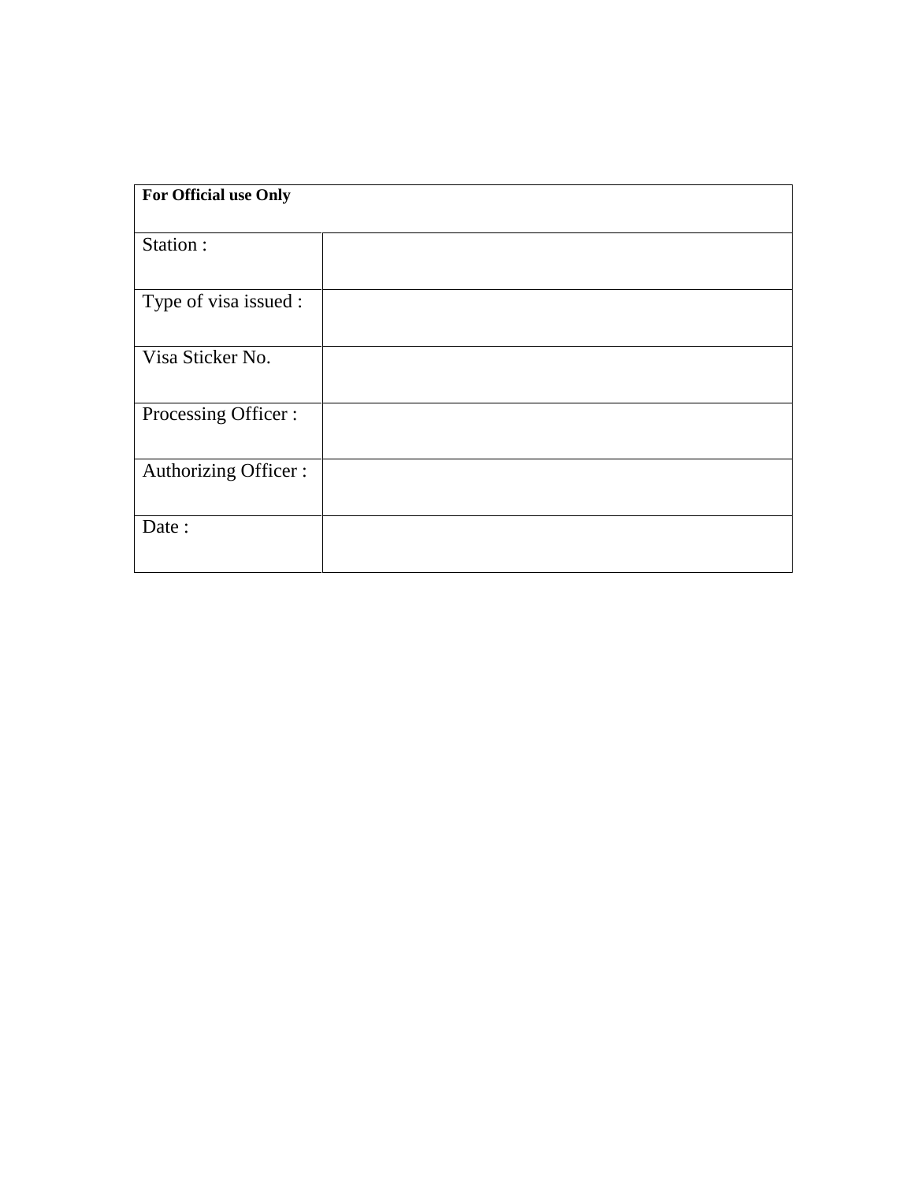| **For Official use Only** | |
|---|---|
| Station : | |
| Type of visa issued : | |
| Visa Sticker No. | |
| Processing Officer : | |
| Authorizing Officer : | |
| Date : | |